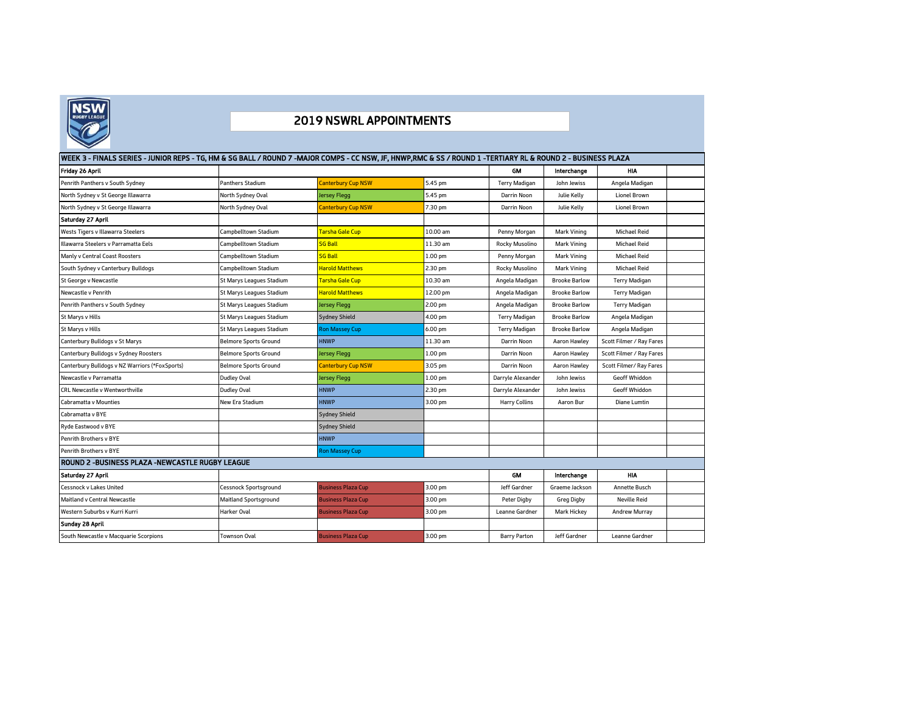# 2019 NSWRL APPOINTMENTS

| WEEK 3 - FINALS SERIES - JUNIOR REPS - TG, HM & SG BALL / ROUND 7 -MAJOR COMPS - CC NSW, JF, HNWP,RMC & SS / ROUND 1 -TERTIARY RL & ROUND 2 - BUSINESS PLAZA | | | | | | | |
|---|---|---|---|---|---|---|---|
| **Friday 26 April** | | | | **GM** | **Interchange** | **HIA** | |
| Penrith Panthers v South Sydney | Panthers Stadium | Canterbury Cup NSW | 5.45 pm | Terry Madigan | John Jewiss | Angela Madigan | |
| North Sydney v St George Illawarra | North Sydney Oval | Jersey Flegg | 5.45 pm | Darrin Noon | Julie Kelly | Lionel Brown | |
| North Sydney v St George Illawarra | North Sydney Oval | Canterbury Cup NSW | 7.30 pm | Darrin Noon | Julie Kelly | Lionel Brown | |
| **Saturday 27 April** | | | | | | | |
| Wests Tigers v Illawarra Steelers | Campbelltown Stadium | Tarsha Gale Cup | 10.00 am | Penny Morgan | Mark Vining | Michael Reid | |
| Illawarra Steelers v Parramatta Eels | Campbelltown Stadium | SG Ball | 11.30 am | Rocky Musolino | Mark Vining | Michael Reid | |
| Manly v Central Coast Roosters | Campbelltown Stadium | SG Ball | 1.00 pm | Penny Morgan | Mark Vining | Michael Reid | |
| South Sydney v Canterbury Bulldogs | Campbelltown Stadium | Harold Matthews | 2.30 pm | Rocky Musolino | Mark Vining | Michael Reid | |
| St George v Newcastle | St Marys Leagues Stadium | Tarsha Gale Cup | 10.30 am | Angela Madigan | Brooke Barlow | Terry Madigan | |
| Newcastle v Penrith | St Marys Leagues Stadium | Harold Matthews | 12.00 pm | Angela Madigan | Brooke Barlow | Terry Madigan | |
| Penrith Panthers v South Sydney | St Marys Leagues Stadium | Jersey Flegg | 2.00 pm | Angela Madigan | Brooke Barlow | Terry Madigan | |
| St Marys v Hills | St Marys Leagues Stadium | Sydney Shield | 4.00 pm | Terry Madigan | Brooke Barlow | Angela Madigan | |
| St Marys v Hills | St Marys Leagues Stadium | Ron Massey Cup | 6.00 pm | Terry Madigan | Brooke Barlow | Angela Madigan | |
| Canterbury Bulldogs v St Marys | Belmore Sports Ground | HNWP | 11.30 am | Darrin Noon | Aaron Hawley | Scott Filmer / Ray Fares | |
| Canterbury Bulldogs v Sydney Roosters | Belmore Sports Ground | Jersey Flegg | 1.00 pm | Darrin Noon | Aaron Hawley | Scott Filmer / Ray Fares | |
| Canterbury Bulldogs v NZ Warriors (*FoxSports) | Belmore Sports Ground | Canterbury Cup NSW | 3.05 pm | Darrin Noon | Aaron Hawley | Scott Filmer/ Ray Fares | |
| Newcastle v Parramatta | Dudley Oval | Jersey Flegg | 1.00 pm | Darryle Alexander | John Jewiss | Geoff Whiddon | |
| CRL Newcastle v Wentworthville | Dudley Oval | HNWP | 2.30 pm | Darryle Alexander | John Jewiss | Geoff Whiddon | |
| Cabramatta v Mounties | New Era Stadium | HNWP | 3.00 pm | Harry Collins | Aaron Bur | Diane Lumtin | |
| Cabramatta v BYE | | Sydney Shield | | | | | |
| Ryde Eastwood v BYE | | Sydney Shield | | | | | |
| Penrith Brothers v BYE | | HNWP | | | | | |
| Penrith Brothers v BYE | | Ron Massey Cup | | | | | |
| **ROUND 2 -BUSINESS PLAZA -NEWCASTLE RUGBY LEAGUE** | | | | | | | |
| **Saturday 27 April** | | | | **GM** | **Interchange** | **HIA** | |
| Cessnock v Lakes United | Cessnock Sportsground | Business Plaza Cup | 3.00 pm | Jeff Gardner | Graeme Jackson | Annette Busch | |
| Maitland v Central Newcastle | Maitland Sportsground | Business Plaza Cup | 3.00 pm | Peter Digby | Greg Digby | Neville Reid | |
| Western Suburbs v Kurri Kurri | Harker Oval | Business Plaza Cup | 3.00 pm | Leanne Gardner | Mark Hickey | Andrew Murray | |
| **Sunday 28 April** | | | | | | | |
| South Newcastle v Macquarie Scorpions | Townson Oval | Business Plaza Cup | 3.00 pm | Barry Parton | Jeff Gardner | Leanne Gardner | |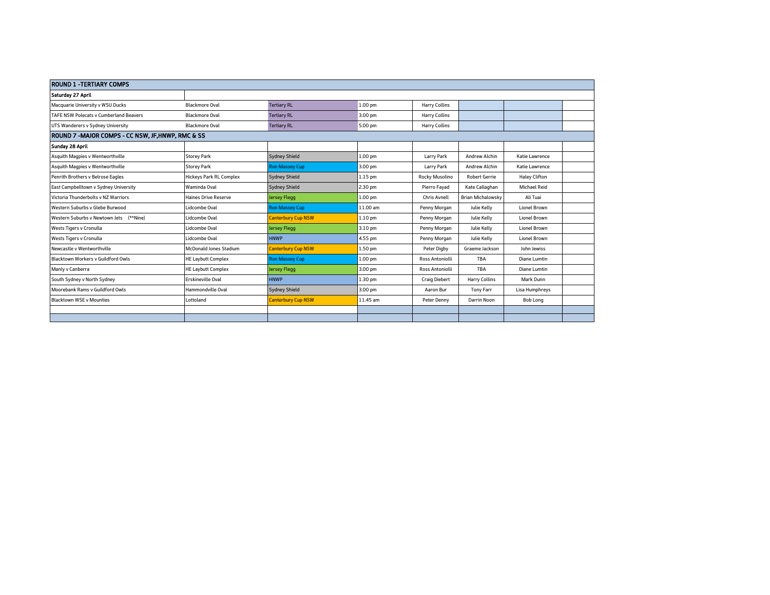| ROUND 1 -TERTIARY COMPS | | | | | | | |
|---|---|---|---|---|---|---|---|
| Saturday 27 April | | | | | | | |
| Macquarie University v WSU Ducks | Blackmore Oval | Tertiary RL | 1.00 pm | Harry Collins | | | |
| TAFE NSW Polecats v Cumberland Beavers | Blackmore Oval | Tertiary RL | 3.00 pm | Harry Collins | | | |
| UTS Wanderers v Sydney University | Blackmore Oval | Tertiary RL | 5.00 pm | Harry Collins | | | |
| ROUND 7 -MAJOR COMPS - CC NSW, JF,HNWP, RMC & SS | | | | | | | |
| Sunday 28 April | | | | | | | |
| Asquith Magpies v Wentworthville | Storey Park | Sydney Shield | 1.00 pm | Larry Park | Andrew Alchin | Katie Lawrence | |
| Asquith Magpies v Wentworthville | Storey Park | Ron Massey Cup | 3.00 pm | Larry Park | Andrew Alchin | Katie Lawrence | |
| Penrith Brothers v Belrose Eagles | Hickeys Park RL Complex | Sydney Shield | 1.15 pm | Rocky Musolino | Robert Gerrie | Haley Clifton | |
| East Campbelltown v Sydney University | Waminda Oval | Sydney Shield | 2.30 pm | Pierro Fayad | Kate Callaghan | Michael Reid | |
| Victoria Thunderbolts v NZ Warriors | Haines Drive Reserve | Jersey Flegg | 1.00 pm | Chris Avnell | Brian Michalowsky | Ali Tuai | |
| Western Suburbs v Glebe Burwood | Lidcombe Oval | Ron Massey Cup | 11.00 am | Penny Morgan | Julie Kelly | Lionel Brown | |
| Western Suburbs v Newtown Jets (**Nine) | Lidcombe Oval | Canterbury Cup NSW | 1.10 pm | Penny Morgan | Julie Kelly | Lionel Brown | |
| Wests Tigers v Cronulla | Lidcombe Oval | Jersey Flegg | 3.10 pm | Penny Morgan | Julie Kelly | Lionel Brown | |
| Wests Tigers v Cronulla | Lidcombe Oval | HNWP | 4.55 pm | Penny Morgan | Julie Kelly | Lionel Brown | |
| Newcastle v Wentworthville | McDonald Jones Stadium | Canterbury Cup NSW | 1.50 pm | Peter Digby | Graeme Jackson | John Jewiss | |
| Blacktown Workers v Guildford Owls | HE Laybutt Complex | Ron Massey Cup | 1.00 pm | Ross Antoniolli | TBA | Diane Lumtin | |
| Manly v Canberra | HE Laybutt Complex | Jersey Flegg | 3.00 pm | Ross Antoniolli | TBA | Diane Lumtin | |
| South Sydney v North Sydney | Erskineville Oval | HNWP | 1.30 pm | Craig Diebert | Harry Collins | Mark Dunn | |
| Moorebank Rams v Guildford Owls | Hammondville Oval | Sydney Shield | 3.00 pm | Aaron Bur | Tony Farr | Lisa Humphreys | |
| Blacktown WSE v Mounties | Lottoland | Canterbury Cup NSW | 11.45 am | Peter Denny | Darrin Noon | Bob Long | |
| | | | | | | | |
| | | | | | | | |